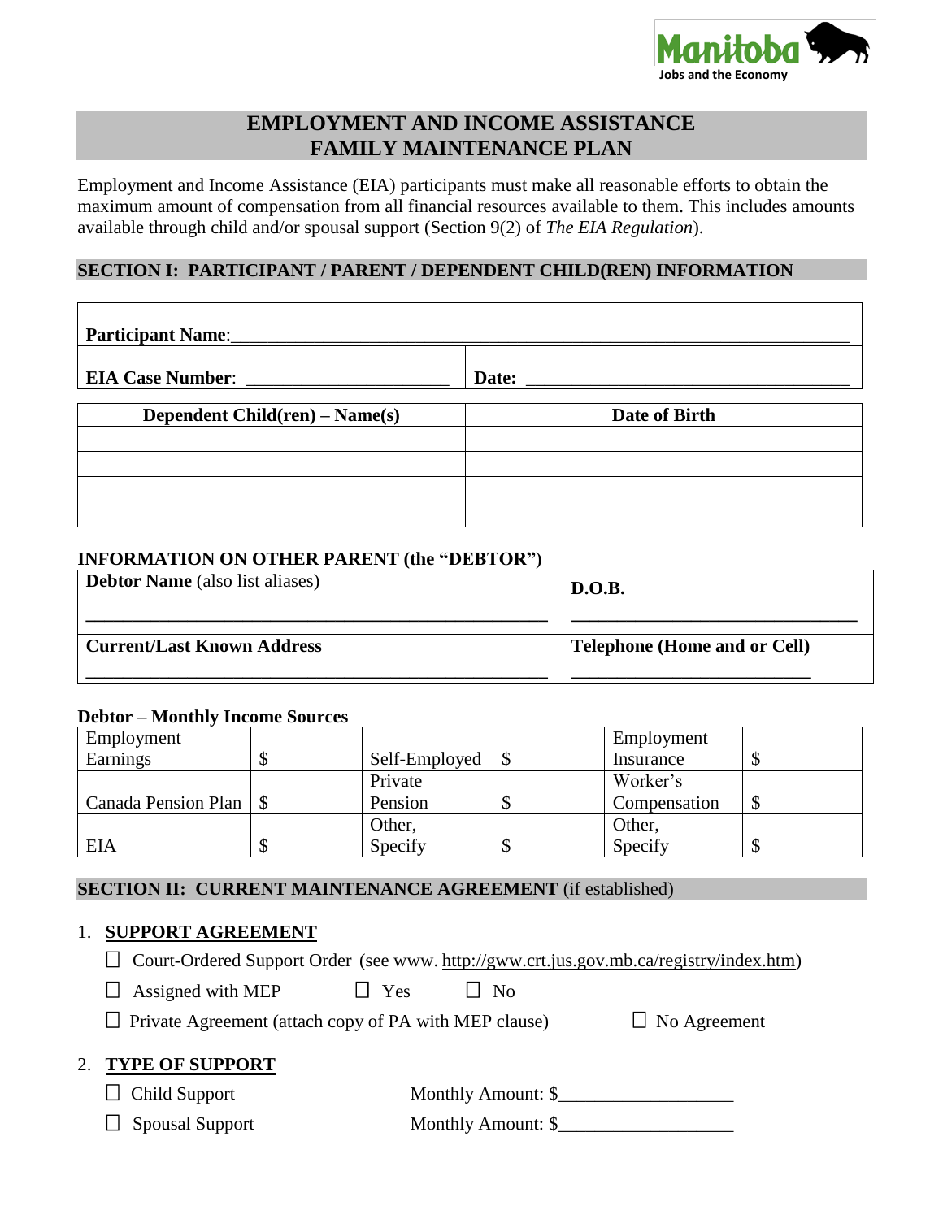Manitoba
Jobs and the Economy

# EMPLOYMENT AND INCOME ASSISTANCE
# FAMILY MAINTENANCE PLAN

Employment and Income Assistance (EIA) participants must make all reasonable efforts to obtain the maximum amount of compensation from all financial resources available to them. This includes amounts available through child and/or spousal support (Section 9(2) of *The EIA Regulation*).

## SECTION I: PARTICIPANT / PARENT / DEPENDENT CHILD(REN) INFORMATION

**Participant Name**:___________________________________________________________________

**EIA Case Number**: _____________________ **Date:** __________________________________

| Dependent Child(ren) – Name(s) | Date of Birth |
|---|---|
| | |
| | |
| | |
| | |

### INFORMATION ON OTHER PARENT (the "DEBTOR")

| **Debtor Name** (also list aliases) | **D.O.B.** |
|---|---|
| ______________________________ | ______________________ |
| **Current/Last Known Address** | **Telephone (Home and or Cell)** |
| ______________________________ | ______________________ |

### Debtor – Monthly Income Sources

| | | | | | |
|---|---|---|---|---|---|
| Employment Earnings | $ | Self-Employed | $ | Employment Insurance | $ |
| Canada Pension Plan | $ | Private Pension | $ | Worker's Compensation | $ |
| EIA | $ | Other, Specify | $ | Other, Specify | $ |

## SECTION II: CURRENT MAINTENANCE AGREEMENT (if established)

1. **SUPPORT AGREEMENT**

☐ Court-Ordered Support Order (see www. http://gww.crt.jus.gov.mb.ca/registry/index.htm)

☐ Assigned with MEP ☐ Yes ☐ No

☐ Private Agreement (attach copy of PA with MEP clause) ☐ No Agreement

2. **TYPE OF SUPPORT**

☐ Child Support Monthly Amount: $__________________

☐ Spousal Support Monthly Amount: $__________________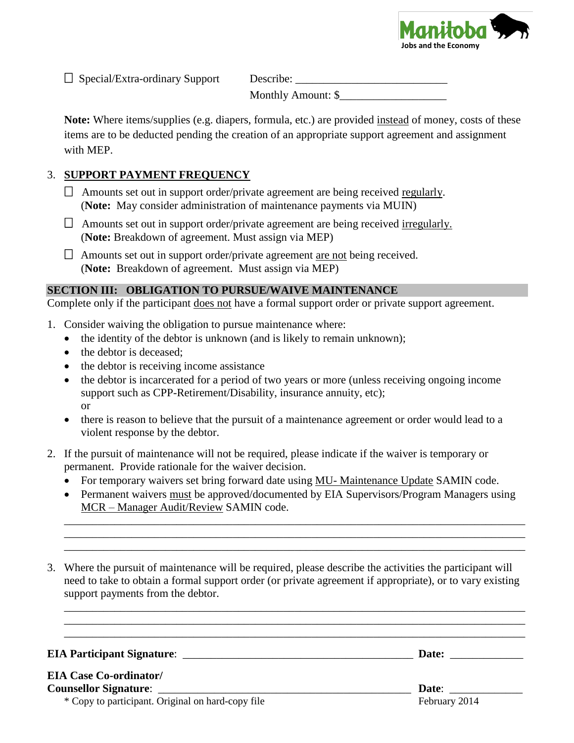☐ Special/Extra-ordinary Support    Describe: ___________________________

Monthly Amount: $___________________

**Note:** Where items/supplies (e.g. diapers, formula, etc.) are provided instead of money, costs of these items are to be deducted pending the creation of an appropriate support agreement and assignment with MEP.

3. **SUPPORT PAYMENT FREQUENCY**

☐ Amounts set out in support order/private agreement are being received regularly. (**Note:** May consider administration of maintenance payments via MUIN)

☐ Amounts set out in support order/private agreement are being received irregularly. (**Note:** Breakdown of agreement. Must assign via MEP)

☐ Amounts set out in support order/private agreement are not being received. (**Note:** Breakdown of agreement. Must assign via MEP)

## SECTION III: OBLIGATION TO PURSUE/WAIVE MAINTENANCE

Complete only if the participant does not have a formal support order or private support agreement.

1. Consider waiving the obligation to pursue maintenance where:
   - the identity of the debtor is unknown (and is likely to remain unknown);
   - the debtor is deceased;
   - the debtor is receiving income assistance
   - the debtor is incarcerated for a period of two years or more (unless receiving ongoing income support such as CPP-Retirement/Disability, insurance annuity, etc); or
   - there is reason to believe that the pursuit of a maintenance agreement or order would lead to a violent response by the debtor.

2. If the pursuit of maintenance will not be required, please indicate if the waiver is temporary or permanent. Provide rationale for the waiver decision.
   - For temporary waivers set bring forward date using MU- Maintenance Update SAMIN code.
   - Permanent waivers must be approved/documented by EIA Supervisors/Program Managers using MCR – Manager Audit/Review SAMIN code.

_______________________________________________________________________________
_______________________________________________________________________________
_______________________________________________________________________________

3. Where the pursuit of maintenance will be required, please describe the activities the participant will need to take to obtain a formal support order (or private agreement if appropriate), or to vary existing support payments from the debtor.

_______________________________________________________________________________
_______________________________________________________________________________
_______________________________________________________________________________

**EIA Participant Signature**: ___________________________________________ **Date:** _____________

**EIA Case Co-ordinator/**
**Counsellor Signature**: ____________________________________________ **Date**: _____________

\* Copy to participant. Original on hard-copy file    February 2014